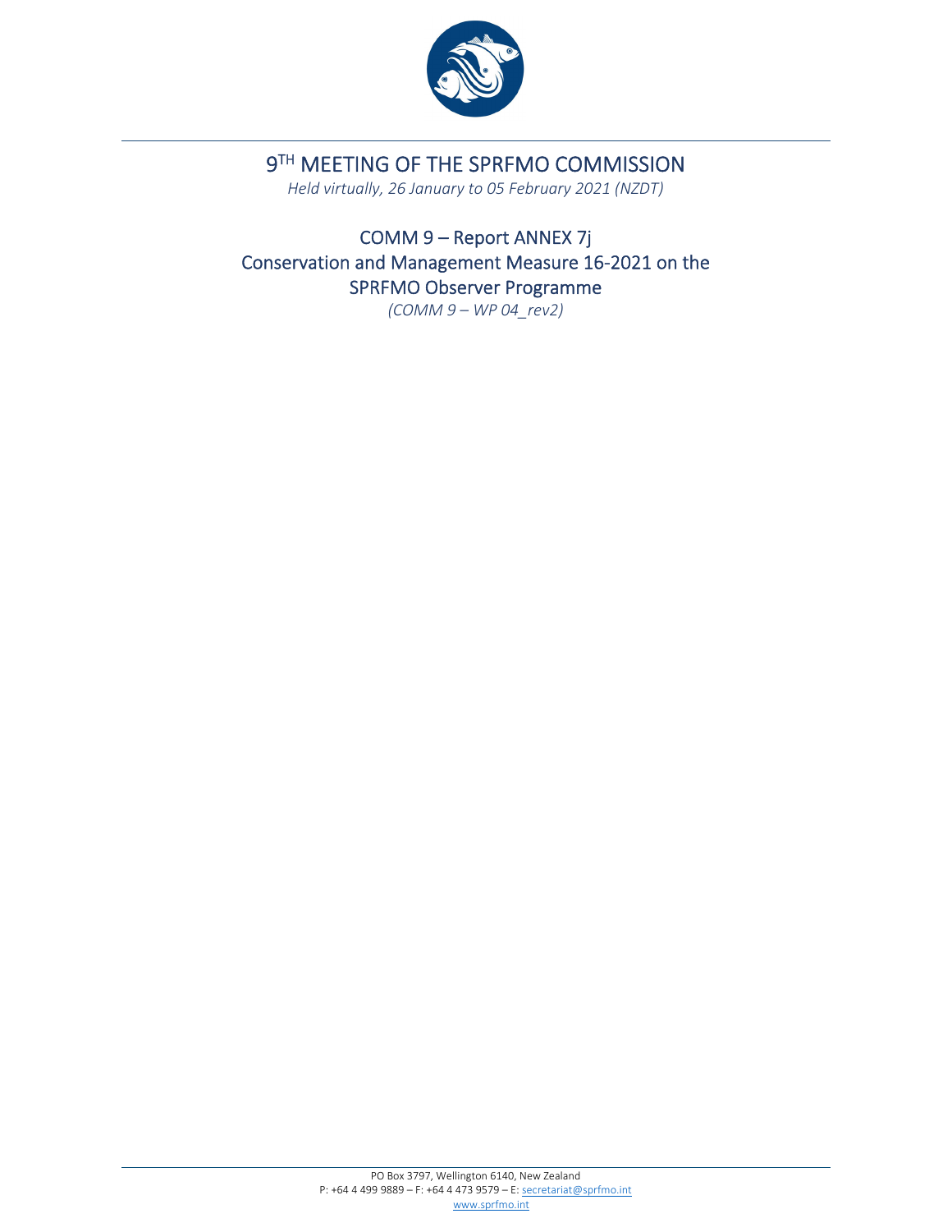# 9TH MEETING OF THE SPRFMO COMMISSION

*Held virtually, 26 January to 05 February 2021 (NZDT)*

## COMM 9 – Report ANNEX 7j
## Conservation and Management Measure 16-2021 on the SPRFMO Observer Programme

*(COMM 9 – WP 04_rev2)*

PO Box 3797, Wellington 6140, New Zealand
P: +64 4 499 9889 – F: +64 4 473 9579 – E: secretariat@sprfmo.int
www.sprfmo.int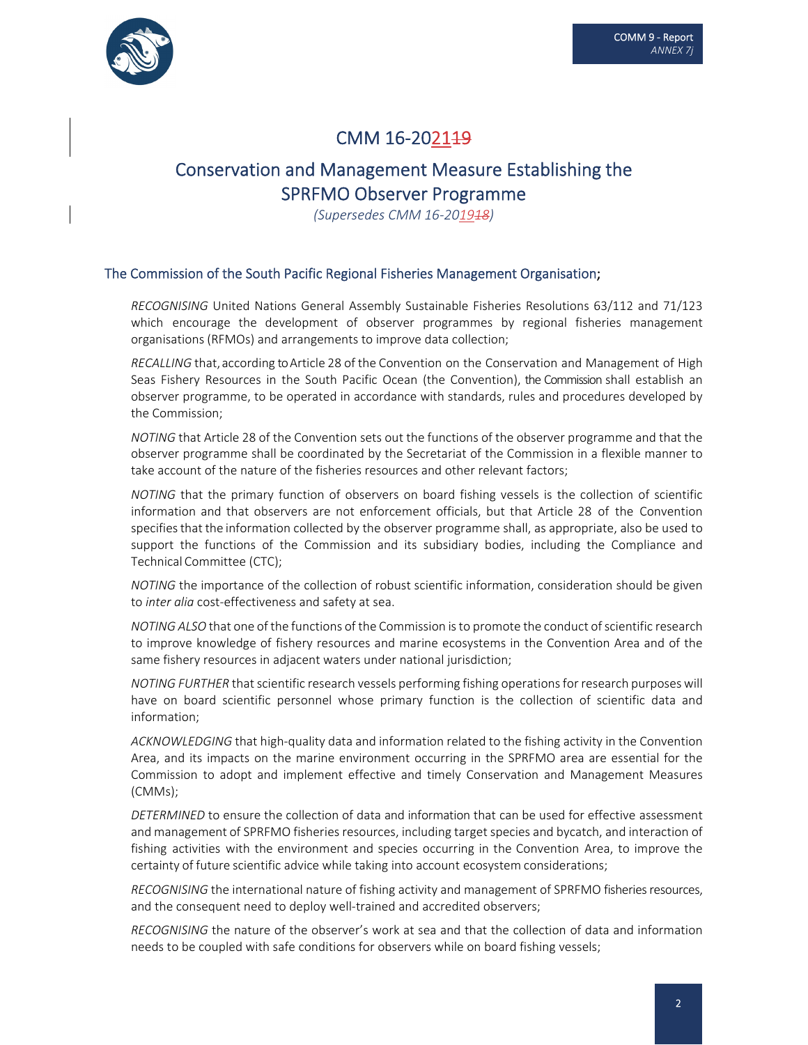# CMM 16-2021~~19~~

## Conservation and Management Measure Establishing the SPRFMO Observer Programme

*(Supersedes CMM 16-2019~~18~~)*

### The Commission of the South Pacific Regional Fisheries Management Organisation;

*RECOGNISING* United Nations General Assembly Sustainable Fisheries Resolutions 63/112 and 71/123 which encourage the development of observer programmes by regional fisheries management organisations (RFMOs) and arrangements to improve data collection;

*RECALLING* that, according to Article 28 of the Convention on the Conservation and Management of High Seas Fishery Resources in the South Pacific Ocean (the Convention), the Commission shall establish an observer programme, to be operated in accordance with standards, rules and procedures developed by the Commission;

*NOTING* that Article 28 of the Convention sets out the functions of the observer programme and that the observer programme shall be coordinated by the Secretariat of the Commission in a flexible manner to take account of the nature of the fisheries resources and other relevant factors;

*NOTING* that the primary function of observers on board fishing vessels is the collection of scientific information and that observers are not enforcement officials, but that Article 28 of the Convention specifies that the information collected by the observer programme shall, as appropriate, also be used to support the functions of the Commission and its subsidiary bodies, including the Compliance and Technical Committee (CTC);

*NOTING* the importance of the collection of robust scientific information, consideration should be given to *inter alia* cost-effectiveness and safety at sea.

*NOTING ALSO* that one of the functions of the Commission is to promote the conduct of scientific research to improve knowledge of fishery resources and marine ecosystems in the Convention Area and of the same fishery resources in adjacent waters under national jurisdiction;

*NOTING FURTHER* that scientific research vessels performing fishing operations for research purposes will have on board scientific personnel whose primary function is the collection of scientific data and information;

*ACKNOWLEDGING* that high-quality data and information related to the fishing activity in the Convention Area, and its impacts on the marine environment occurring in the SPRFMO area are essential for the Commission to adopt and implement effective and timely Conservation and Management Measures (CMMs);

*DETERMINED* to ensure the collection of data and information that can be used for effective assessment and management of SPRFMO fisheries resources, including target species and bycatch, and interaction of fishing activities with the environment and species occurring in the Convention Area, to improve the certainty of future scientific advice while taking into account ecosystem considerations;

*RECOGNISING* the international nature of fishing activity and management of SPRFMO fisheries resources, and the consequent need to deploy well-trained and accredited observers;

*RECOGNISING* the nature of the observer's work at sea and that the collection of data and information needs to be coupled with safe conditions for observers while on board fishing vessels;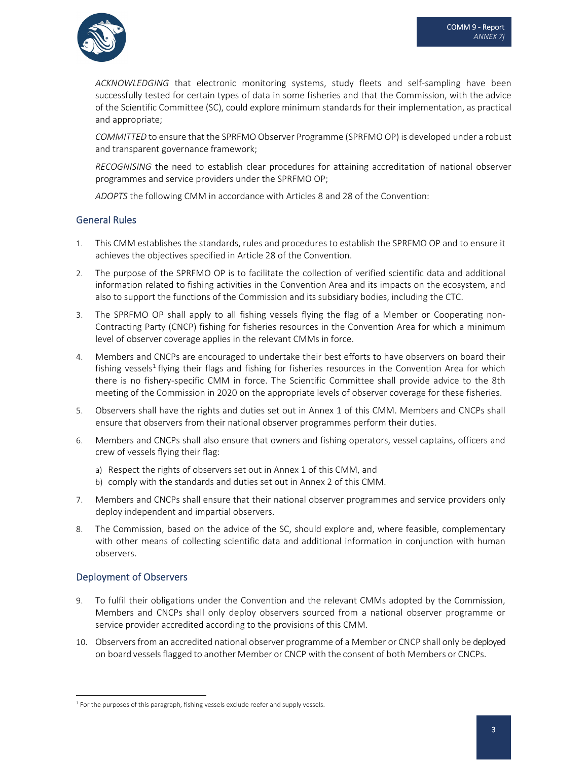*ACKNOWLEDGING* that electronic monitoring systems, study fleets and self-sampling have been successfully tested for certain types of data in some fisheries and that the Commission, with the advice of the Scientific Committee (SC), could explore minimum standards for their implementation, as practical and appropriate;

*COMMITTED* to ensure that the SPRFMO Observer Programme (SPRFMO OP) is developed under a robust and transparent governance framework;

*RECOGNISING* the need to establish clear procedures for attaining accreditation of national observer programmes and service providers under the SPRFMO OP;

*ADOPTS* the following CMM in accordance with Articles 8 and 28 of the Convention:

## General Rules

1. This CMM establishes the standards, rules and procedures to establish the SPRFMO OP and to ensure it achieves the objectives specified in Article 28 of the Convention.
2. The purpose of the SPRFMO OP is to facilitate the collection of verified scientific data and additional information related to fishing activities in the Convention Area and its impacts on the ecosystem, and also to support the functions of the Commission and its subsidiary bodies, including the CTC.
3. The SPRFMO OP shall apply to all fishing vessels flying the flag of a Member or Cooperating non-Contracting Party (CNCP) fishing for fisheries resources in the Convention Area for which a minimum level of observer coverage applies in the relevant CMMs in force.
4. Members and CNCPs are encouraged to undertake their best efforts to have observers on board their fishing vessels[1] flying their flags and fishing for fisheries resources in the Convention Area for which there is no fishery-specific CMM in force. The Scientific Committee shall provide advice to the 8th meeting of the Commission in 2020 on the appropriate levels of observer coverage for these fisheries.
5. Observers shall have the rights and duties set out in Annex 1 of this CMM. Members and CNCPs shall ensure that observers from their national observer programmes perform their duties.
6. Members and CNCPs shall also ensure that owners and fishing operators, vessel captains, officers and crew of vessels flying their flag:
   a) Respect the rights of observers set out in Annex 1 of this CMM, and
   b) comply with the standards and duties set out in Annex 2 of this CMM.
7. Members and CNCPs shall ensure that their national observer programmes and service providers only deploy independent and impartial observers.
8. The Commission, based on the advice of the SC, should explore and, where feasible, complementary with other means of collecting scientific data and additional information in conjunction with human observers.

## Deployment of Observers

9. To fulfil their obligations under the Convention and the relevant CMMs adopted by the Commission, Members and CNCPs shall only deploy observers sourced from a national observer programme or service provider accredited according to the provisions of this CMM.
10. Observers from an accredited national observer programme of a Member or CNCP shall only be deployed on board vessels flagged to another Member or CNCP with the consent of both Members or CNCPs.

[1] For the purposes of this paragraph, fishing vessels exclude reefer and supply vessels.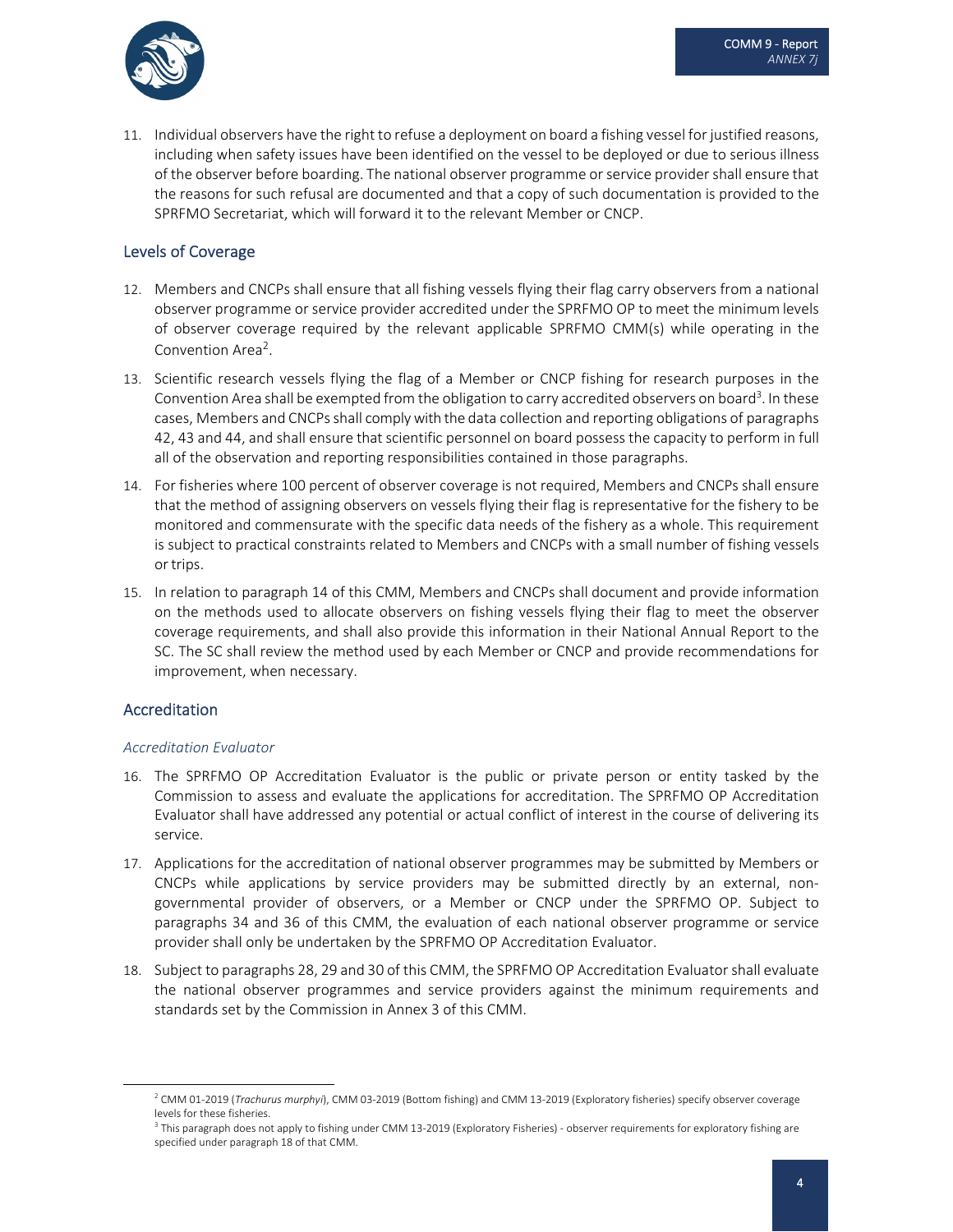11. Individual observers have the right to refuse a deployment on board a fishing vessel for justified reasons, including when safety issues have been identified on the vessel to be deployed or due to serious illness of the observer before boarding. The national observer programme or service provider shall ensure that the reasons for such refusal are documented and that a copy of such documentation is provided to the SPRFMO Secretariat, which will forward it to the relevant Member or CNCP.

## Levels of Coverage

12. Members and CNCPs shall ensure that all fishing vessels flying their flag carry observers from a national observer programme or service provider accredited under the SPRFMO OP to meet the minimum levels of observer coverage required by the relevant applicable SPRFMO CMM(s) while operating in the Convention Area[2].
13. Scientific research vessels flying the flag of a Member or CNCP fishing for research purposes in the Convention Area shall be exempted from the obligation to carry accredited observers on board[3]. In these cases, Members and CNCPs shall comply with the data collection and reporting obligations of paragraphs 42, 43 and 44, and shall ensure that scientific personnel on board possess the capacity to perform in full all of the observation and reporting responsibilities contained in those paragraphs.
14. For fisheries where 100 percent of observer coverage is not required, Members and CNCPs shall ensure that the method of assigning observers on vessels flying their flag is representative for the fishery to be monitored and commensurate with the specific data needs of the fishery as a whole. This requirement is subject to practical constraints related to Members and CNCPs with a small number of fishing vessels or trips.
15. In relation to paragraph 14 of this CMM, Members and CNCPs shall document and provide information on the methods used to allocate observers on fishing vessels flying their flag to meet the observer coverage requirements, and shall also provide this information in their National Annual Report to the SC. The SC shall review the method used by each Member or CNCP and provide recommendations for improvement, when necessary.

## Accreditation

### *Accreditation Evaluator*

16. The SPRFMO OP Accreditation Evaluator is the public or private person or entity tasked by the Commission to assess and evaluate the applications for accreditation. The SPRFMO OP Accreditation Evaluator shall have addressed any potential or actual conflict of interest in the course of delivering its service.
17. Applications for the accreditation of national observer programmes may be submitted by Members or CNCPs while applications by service providers may be submitted directly by an external, non-governmental provider of observers, or a Member or CNCP under the SPRFMO OP. Subject to paragraphs 34 and 36 of this CMM, the evaluation of each national observer programme or service provider shall only be undertaken by the SPRFMO OP Accreditation Evaluator.
18. Subject to paragraphs 28, 29 and 30 of this CMM, the SPRFMO OP Accreditation Evaluator shall evaluate the national observer programmes and service providers against the minimum requirements and standards set by the Commission in Annex 3 of this CMM.

---

[2] CMM 01-2019 (*Trachurus murphyi*), CMM 03-2019 (Bottom fishing) and CMM 13-2019 (Exploratory fisheries) specify observer coverage levels for these fisheries.

[3] This paragraph does not apply to fishing under CMM 13-2019 (Exploratory Fisheries) - observer requirements for exploratory fishing are specified under paragraph 18 of that CMM.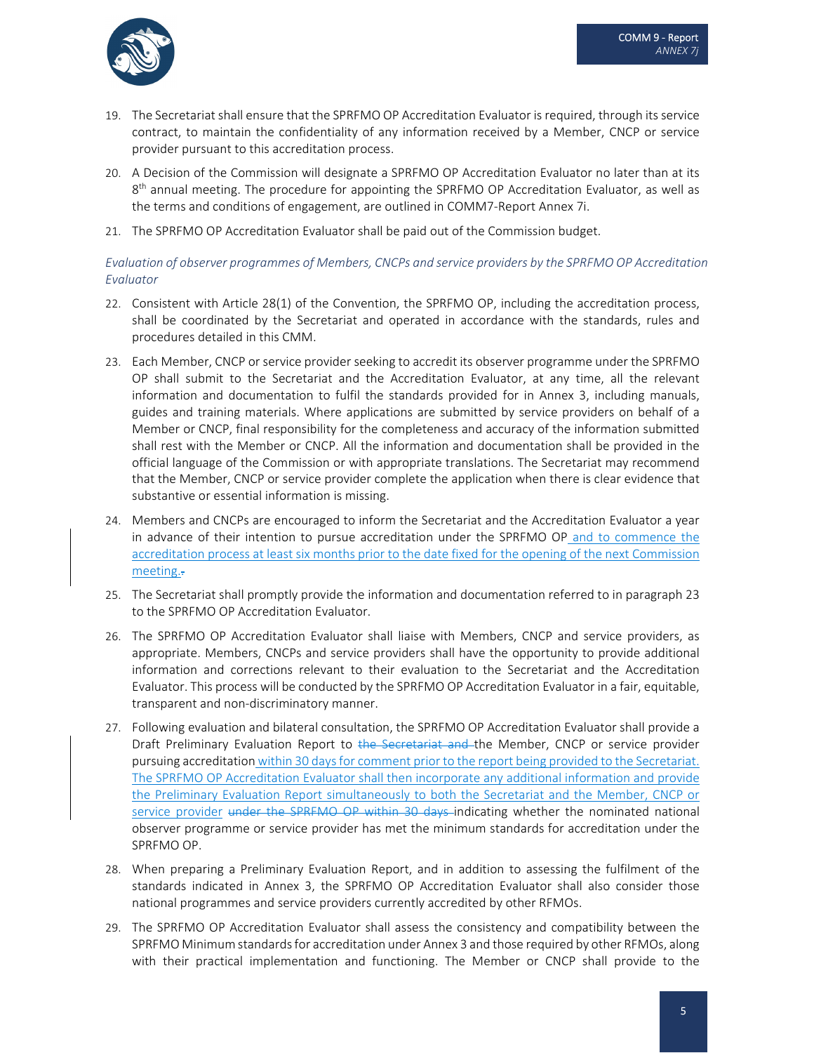19. The Secretariat shall ensure that the SPRFMO OP Accreditation Evaluator is required, through its service contract, to maintain the confidentiality of any information received by a Member, CNCP or service provider pursuant to this accreditation process.

20. A Decision of the Commission will designate a SPRFMO OP Accreditation Evaluator no later than at its 8th annual meeting. The procedure for appointing the SPRFMO OP Accreditation Evaluator, as well as the terms and conditions of engagement, are outlined in COMM7-Report Annex 7i.

21. The SPRFMO OP Accreditation Evaluator shall be paid out of the Commission budget.

*Evaluation of observer programmes of Members, CNCPs and service providers by the SPRFMO OP Accreditation Evaluator*

22. Consistent with Article 28(1) of the Convention, the SPRFMO OP, including the accreditation process, shall be coordinated by the Secretariat and operated in accordance with the standards, rules and procedures detailed in this CMM.

23. Each Member, CNCP or service provider seeking to accredit its observer programme under the SPRFMO OP shall submit to the Secretariat and the Accreditation Evaluator, at any time, all the relevant information and documentation to fulfil the standards provided for in Annex 3, including manuals, guides and training materials. Where applications are submitted by service providers on behalf of a Member or CNCP, final responsibility for the completeness and accuracy of the information submitted shall rest with the Member or CNCP. All the information and documentation shall be provided in the official language of the Commission or with appropriate translations. The Secretariat may recommend that the Member, CNCP or service provider complete the application when there is clear evidence that substantive or essential information is missing.

24. Members and CNCPs are encouraged to inform the Secretariat and the Accreditation Evaluator a year in advance of their intention to pursue accreditation under the SPRFMO OP and to commence the accreditation process at least six months prior to the date fixed for the opening of the next Commission meeting.~~.~~

25. The Secretariat shall promptly provide the information and documentation referred to in paragraph 23 to the SPRFMO OP Accreditation Evaluator.

26. The SPRFMO OP Accreditation Evaluator shall liaise with Members, CNCP and service providers, as appropriate. Members, CNCPs and service providers shall have the opportunity to provide additional information and corrections relevant to their evaluation to the Secretariat and the Accreditation Evaluator. This process will be conducted by the SPRFMO OP Accreditation Evaluator in a fair, equitable, transparent and non-discriminatory manner.

27. Following evaluation and bilateral consultation, the SPRFMO OP Accreditation Evaluator shall provide a Draft Preliminary Evaluation Report to ~~the Secretariat and~~ the Member, CNCP or service provider pursuing accreditation within 30 days for comment prior to the report being provided to the Secretariat. The SPRFMO OP Accreditation Evaluator shall then incorporate any additional information and provide the Preliminary Evaluation Report simultaneously to both the Secretariat and the Member, CNCP or service provider ~~under the SPRFMO OP within 30 days~~ indicating whether the nominated national observer programme or service provider has met the minimum standards for accreditation under the SPRFMO OP.

28. When preparing a Preliminary Evaluation Report, and in addition to assessing the fulfilment of the standards indicated in Annex 3, the SPRFMO OP Accreditation Evaluator shall also consider those national programmes and service providers currently accredited by other RFMOs.

29. The SPRFMO OP Accreditation Evaluator shall assess the consistency and compatibility between the SPRFMO Minimum standards for accreditation under Annex 3 and those required by other RFMOs, along with their practical implementation and functioning. The Member or CNCP shall provide to the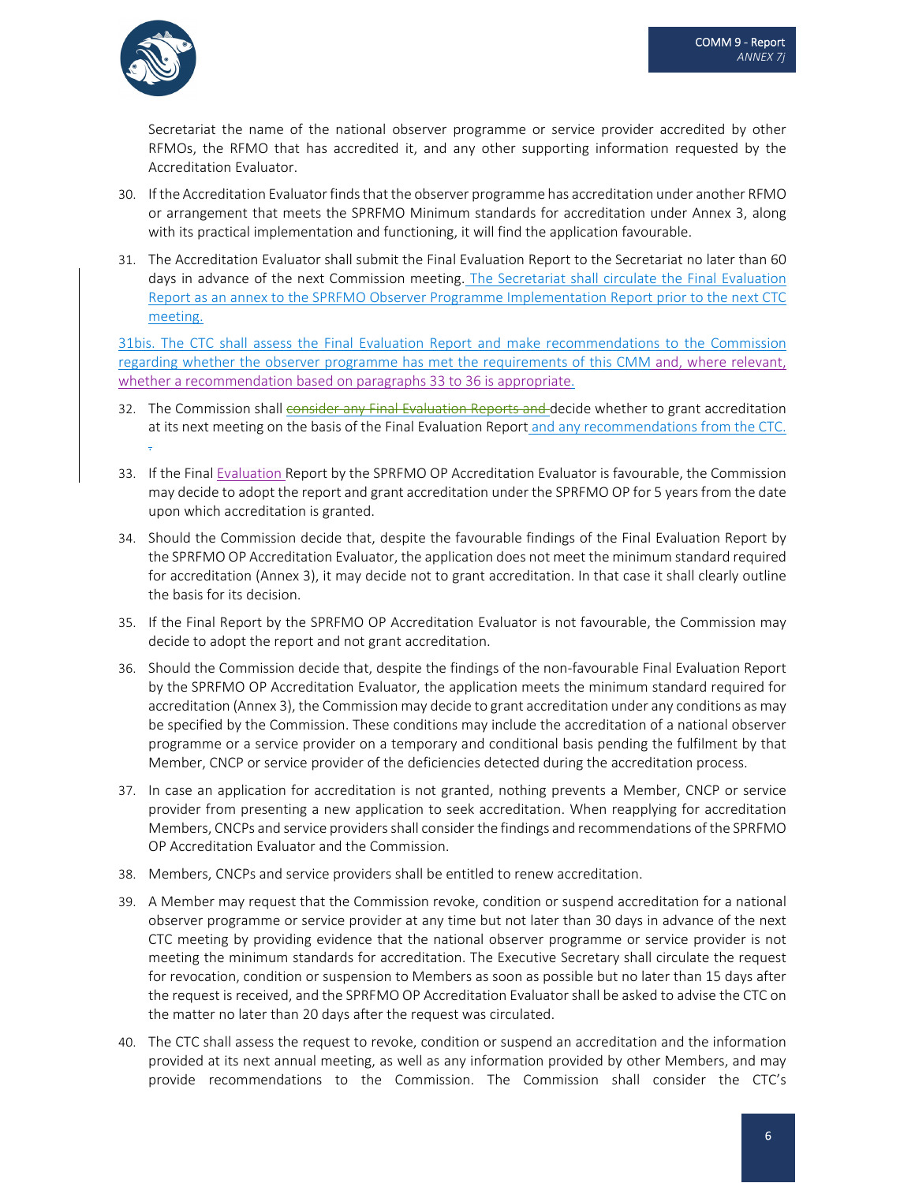Secretariat the name of the national observer programme or service provider accredited by other RFMOs, the RFMO that has accredited it, and any other supporting information requested by the Accreditation Evaluator.

30. If the Accreditation Evaluator finds that the observer programme has accreditation under another RFMO or arrangement that meets the SPRFMO Minimum standards for accreditation under Annex 3, along with its practical implementation and functioning, it will find the application favourable.

31. The Accreditation Evaluator shall submit the Final Evaluation Report to the Secretariat no later than 60 days in advance of the next Commission meeting. The Secretariat shall circulate the Final Evaluation Report as an annex to the SPRFMO Observer Programme Implementation Report prior to the next CTC meeting.

31bis. The CTC shall assess the Final Evaluation Report and make recommendations to the Commission regarding whether the observer programme has met the requirements of this CMM and, where relevant, whether a recommendation based on paragraphs 33 to 36 is appropriate.

32. The Commission shall ~~consider any Final Evaluation Reports and~~ decide whether to grant accreditation at its next meeting on the basis of the Final Evaluation Report and any recommendations from the CTC. ~~.~~

33. If the Final Evaluation Report by the SPRFMO OP Accreditation Evaluator is favourable, the Commission may decide to adopt the report and grant accreditation under the SPRFMO OP for 5 years from the date upon which accreditation is granted.

34. Should the Commission decide that, despite the favourable findings of the Final Evaluation Report by the SPRFMO OP Accreditation Evaluator, the application does not meet the minimum standard required for accreditation (Annex 3), it may decide not to grant accreditation. In that case it shall clearly outline the basis for its decision.

35. If the Final Report by the SPRFMO OP Accreditation Evaluator is not favourable, the Commission may decide to adopt the report and not grant accreditation.

36. Should the Commission decide that, despite the findings of the non-favourable Final Evaluation Report by the SPRFMO OP Accreditation Evaluator, the application meets the minimum standard required for accreditation (Annex 3), the Commission may decide to grant accreditation under any conditions as may be specified by the Commission. These conditions may include the accreditation of a national observer programme or a service provider on a temporary and conditional basis pending the fulfilment by that Member, CNCP or service provider of the deficiencies detected during the accreditation process.

37. In case an application for accreditation is not granted, nothing prevents a Member, CNCP or service provider from presenting a new application to seek accreditation. When reapplying for accreditation Members, CNCPs and service providers shall consider the findings and recommendations of the SPRFMO OP Accreditation Evaluator and the Commission.

38. Members, CNCPs and service providers shall be entitled to renew accreditation.

39. A Member may request that the Commission revoke, condition or suspend accreditation for a national observer programme or service provider at any time but not later than 30 days in advance of the next CTC meeting by providing evidence that the national observer programme or service provider is not meeting the minimum standards for accreditation. The Executive Secretary shall circulate the request for revocation, condition or suspension to Members as soon as possible but no later than 15 days after the request is received, and the SPRFMO OP Accreditation Evaluator shall be asked to advise the CTC on the matter no later than 20 days after the request was circulated.

40. The CTC shall assess the request to revoke, condition or suspend an accreditation and the information provided at its next annual meeting, as well as any information provided by other Members, and may provide recommendations to the Commission. The Commission shall consider the CTC's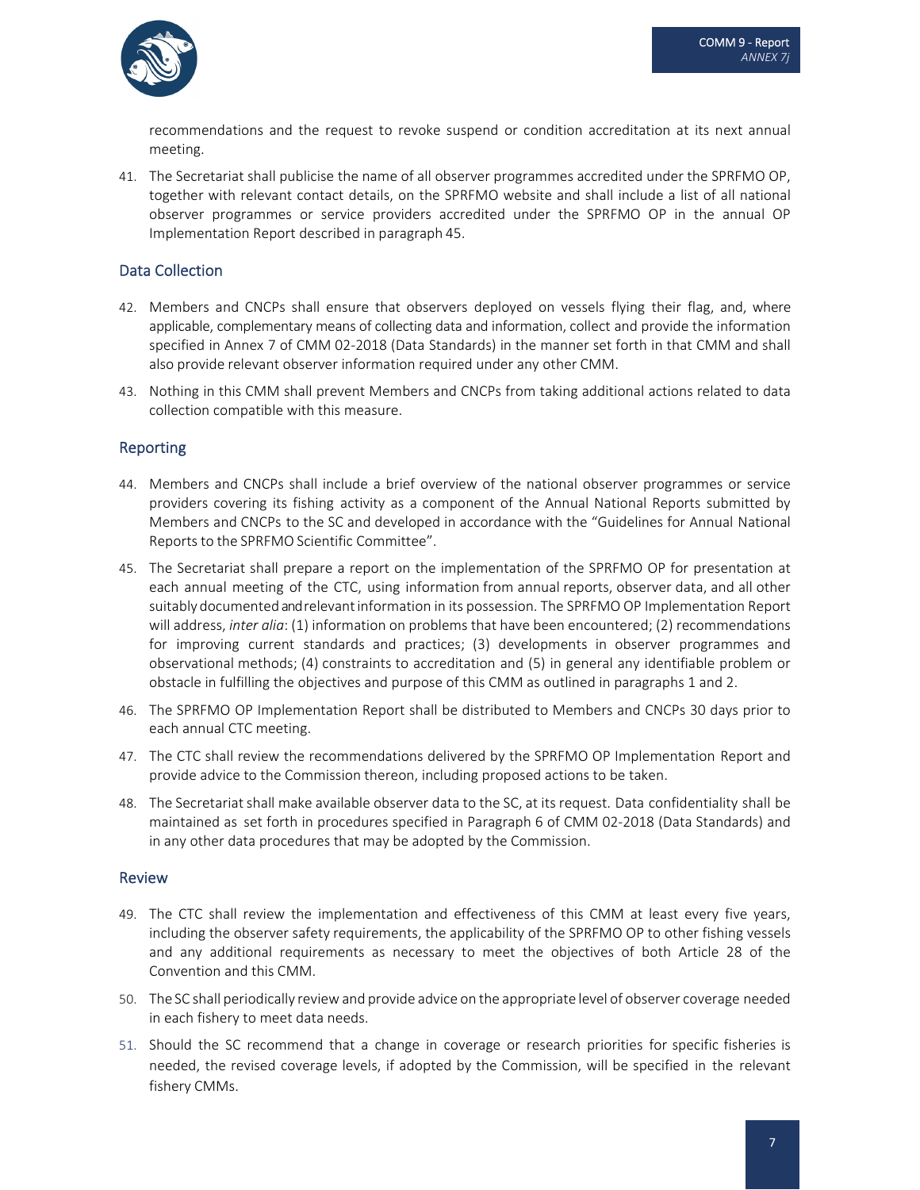recommendations and the request to revoke suspend or condition accreditation at its next annual meeting.

41. The Secretariat shall publicise the name of all observer programmes accredited under the SPRFMO OP, together with relevant contact details, on the SPRFMO website and shall include a list of all national observer programmes or service providers accredited under the SPRFMO OP in the annual OP Implementation Report described in paragraph 45.

## Data Collection

42. Members and CNCPs shall ensure that observers deployed on vessels flying their flag, and, where applicable, complementary means of collecting data and information, collect and provide the information specified in Annex 7 of CMM 02-2018 (Data Standards) in the manner set forth in that CMM and shall also provide relevant observer information required under any other CMM.

43. Nothing in this CMM shall prevent Members and CNCPs from taking additional actions related to data collection compatible with this measure.

## Reporting

44. Members and CNCPs shall include a brief overview of the national observer programmes or service providers covering its fishing activity as a component of the Annual National Reports submitted by Members and CNCPs to the SC and developed in accordance with the "Guidelines for Annual National Reports to the SPRFMO Scientific Committee".

45. The Secretariat shall prepare a report on the implementation of the SPRFMO OP for presentation at each annual meeting of the CTC, using information from annual reports, observer data, and all other suitably documented and relevant information in its possession. The SPRFMO OP Implementation Report will address, *inter alia*: (1) information on problems that have been encountered; (2) recommendations for improving current standards and practices; (3) developments in observer programmes and observational methods; (4) constraints to accreditation and (5) in general any identifiable problem or obstacle in fulfilling the objectives and purpose of this CMM as outlined in paragraphs 1 and 2.

46. The SPRFMO OP Implementation Report shall be distributed to Members and CNCPs 30 days prior to each annual CTC meeting.

47. The CTC shall review the recommendations delivered by the SPRFMO OP Implementation Report and provide advice to the Commission thereon, including proposed actions to be taken.

48. The Secretariat shall make available observer data to the SC, at its request. Data confidentiality shall be maintained as set forth in procedures specified in Paragraph 6 of CMM 02-2018 (Data Standards) and in any other data procedures that may be adopted by the Commission.

## Review

49. The CTC shall review the implementation and effectiveness of this CMM at least every five years, including the observer safety requirements, the applicability of the SPRFMO OP to other fishing vessels and any additional requirements as necessary to meet the objectives of both Article 28 of the Convention and this CMM.

50. The SC shall periodically review and provide advice on the appropriate level of observer coverage needed in each fishery to meet data needs.

51. Should the SC recommend that a change in coverage or research priorities for specific fisheries is needed, the revised coverage levels, if adopted by the Commission, will be specified in the relevant fishery CMMs.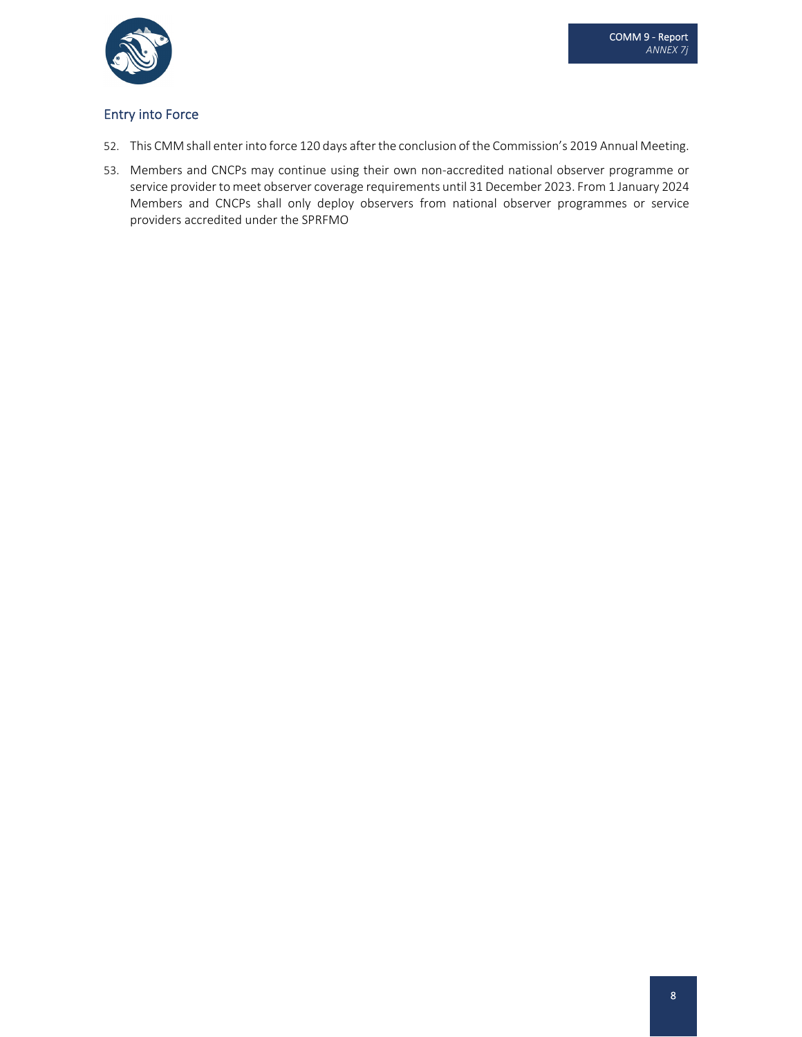## Entry into Force

52. This CMM shall enter into force 120 days after the conclusion of the Commission's 2019 Annual Meeting.
53. Members and CNCPs may continue using their own non-accredited national observer programme or service provider to meet observer coverage requirements until 31 December 2023. From 1 January 2024 Members and CNCPs shall only deploy observers from national observer programmes or service providers accredited under the SPRFMO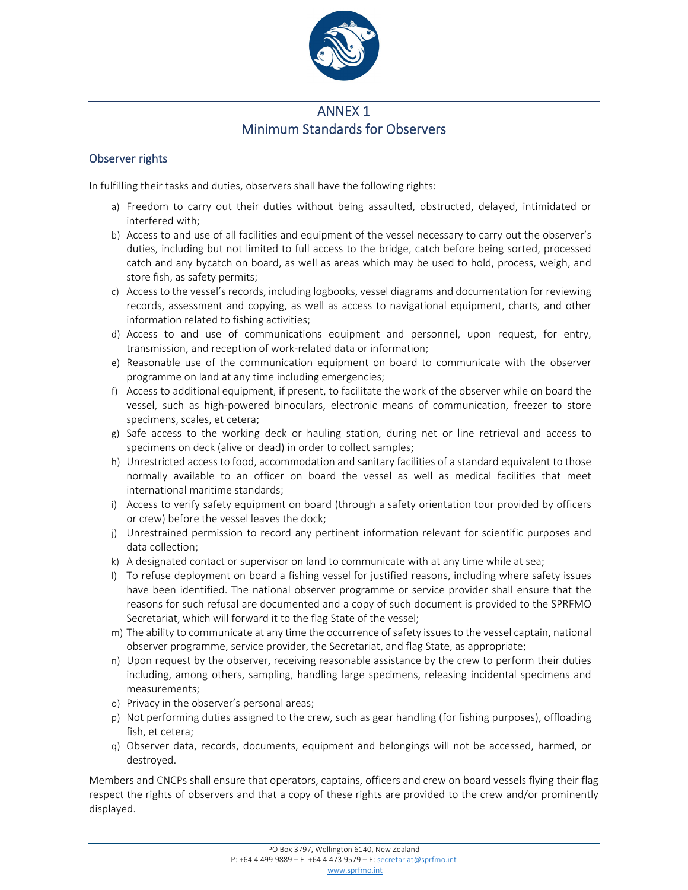# ANNEX 1
# Minimum Standards for Observers

## Observer rights

In fulfilling their tasks and duties, observers shall have the following rights:

a) Freedom to carry out their duties without being assaulted, obstructed, delayed, intimidated or interfered with;
b) Access to and use of all facilities and equipment of the vessel necessary to carry out the observer's duties, including but not limited to full access to the bridge, catch before being sorted, processed catch and any bycatch on board, as well as areas which may be used to hold, process, weigh, and store fish, as safety permits;
c) Access to the vessel's records, including logbooks, vessel diagrams and documentation for reviewing records, assessment and copying, as well as access to navigational equipment, charts, and other information related to fishing activities;
d) Access to and use of communications equipment and personnel, upon request, for entry, transmission, and reception of work-related data or information;
e) Reasonable use of the communication equipment on board to communicate with the observer programme on land at any time including emergencies;
f) Access to additional equipment, if present, to facilitate the work of the observer while on board the vessel, such as high-powered binoculars, electronic means of communication, freezer to store specimens, scales, et cetera;
g) Safe access to the working deck or hauling station, during net or line retrieval and access to specimens on deck (alive or dead) in order to collect samples;
h) Unrestricted access to food, accommodation and sanitary facilities of a standard equivalent to those normally available to an officer on board the vessel as well as medical facilities that meet international maritime standards;
i) Access to verify safety equipment on board (through a safety orientation tour provided by officers or crew) before the vessel leaves the dock;
j) Unrestrained permission to record any pertinent information relevant for scientific purposes and data collection;
k) A designated contact or supervisor on land to communicate with at any time while at sea;
l) To refuse deployment on board a fishing vessel for justified reasons, including where safety issues have been identified. The national observer programme or service provider shall ensure that the reasons for such refusal are documented and a copy of such document is provided to the SPRFMO Secretariat, which will forward it to the flag State of the vessel;
m) The ability to communicate at any time the occurrence of safety issues to the vessel captain, national observer programme, service provider, the Secretariat, and flag State, as appropriate;
n) Upon request by the observer, receiving reasonable assistance by the crew to perform their duties including, among others, sampling, handling large specimens, releasing incidental specimens and measurements;
o) Privacy in the observer's personal areas;
p) Not performing duties assigned to the crew, such as gear handling (for fishing purposes), offloading fish, et cetera;
q) Observer data, records, documents, equipment and belongings will not be accessed, harmed, or destroyed.

Members and CNCPs shall ensure that operators, captains, officers and crew on board vessels flying their flag respect the rights of observers and that a copy of these rights are provided to the crew and/or prominently displayed.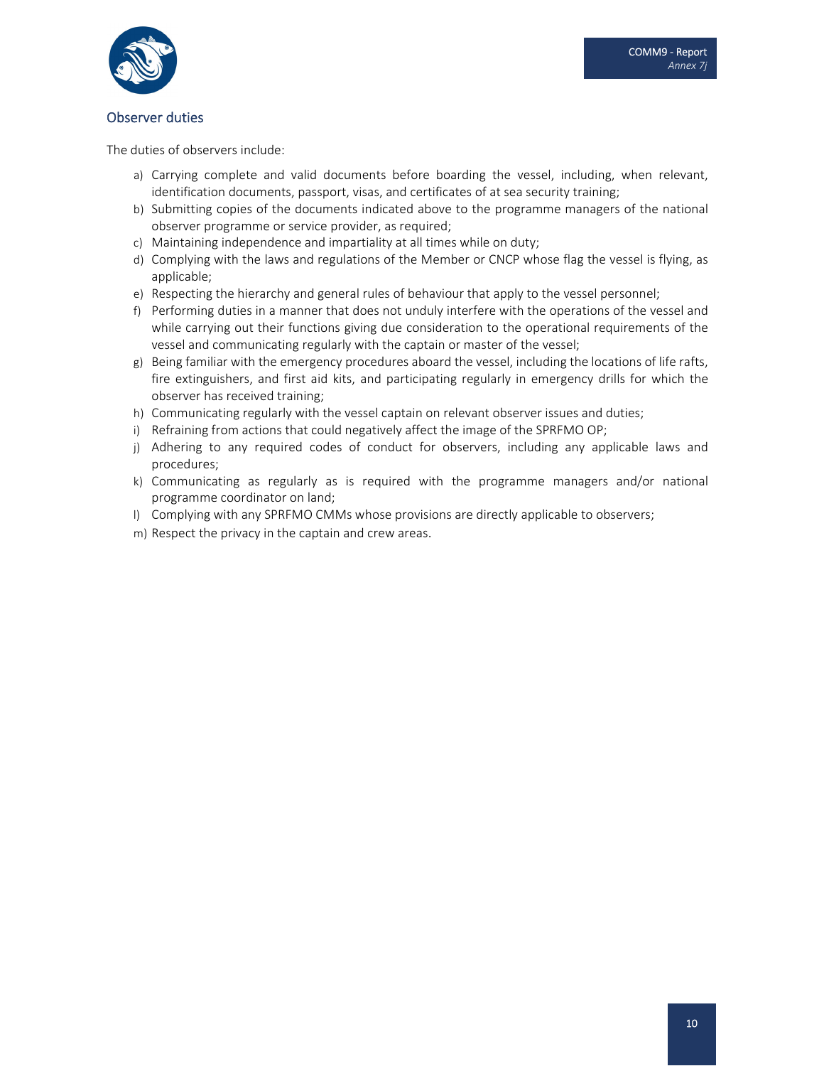## Observer duties

The duties of observers include:

a) Carrying complete and valid documents before boarding the vessel, including, when relevant, identification documents, passport, visas, and certificates of at sea security training;
b) Submitting copies of the documents indicated above to the programme managers of the national observer programme or service provider, as required;
c) Maintaining independence and impartiality at all times while on duty;
d) Complying with the laws and regulations of the Member or CNCP whose flag the vessel is flying, as applicable;
e) Respecting the hierarchy and general rules of behaviour that apply to the vessel personnel;
f) Performing duties in a manner that does not unduly interfere with the operations of the vessel and while carrying out their functions giving due consideration to the operational requirements of the vessel and communicating regularly with the captain or master of the vessel;
g) Being familiar with the emergency procedures aboard the vessel, including the locations of life rafts, fire extinguishers, and first aid kits, and participating regularly in emergency drills for which the observer has received training;
h) Communicating regularly with the vessel captain on relevant observer issues and duties;
i) Refraining from actions that could negatively affect the image of the SPRFMO OP;
j) Adhering to any required codes of conduct for observers, including any applicable laws and procedures;
k) Communicating as regularly as is required with the programme managers and/or national programme coordinator on land;
l) Complying with any SPRFMO CMMs whose provisions are directly applicable to observers;
m) Respect the privacy in the captain and crew areas.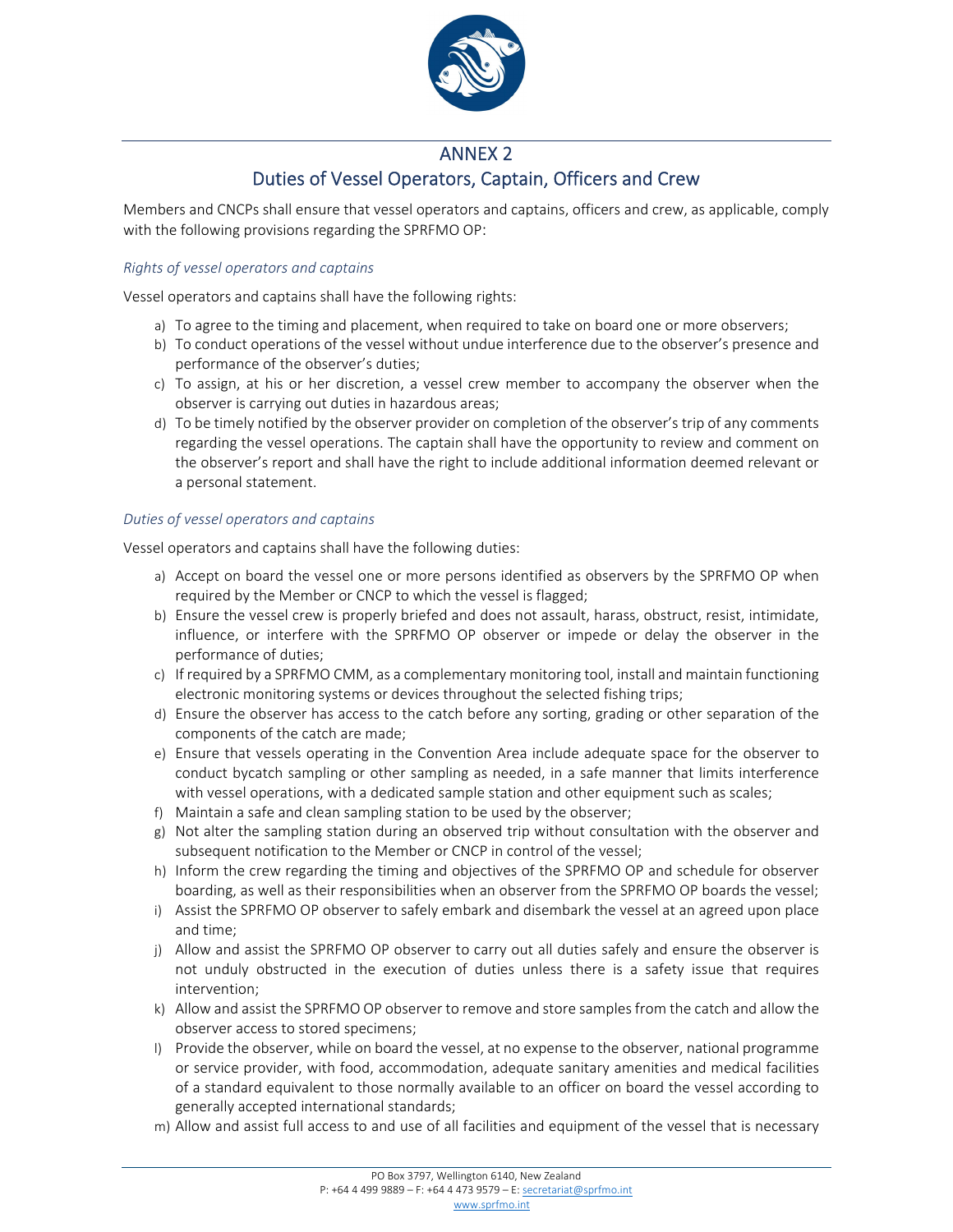# ANNEX 2

## Duties of Vessel Operators, Captain, Officers and Crew

Members and CNCPs shall ensure that vessel operators and captains, officers and crew, as applicable, comply with the following provisions regarding the SPRFMO OP:

*Rights of vessel operators and captains*

Vessel operators and captains shall have the following rights:

a) To agree to the timing and placement, when required to take on board one or more observers;
b) To conduct operations of the vessel without undue interference due to the observer's presence and performance of the observer's duties;
c) To assign, at his or her discretion, a vessel crew member to accompany the observer when the observer is carrying out duties in hazardous areas;
d) To be timely notified by the observer provider on completion of the observer's trip of any comments regarding the vessel operations. The captain shall have the opportunity to review and comment on the observer's report and shall have the right to include additional information deemed relevant or a personal statement.

*Duties of vessel operators and captains*

Vessel operators and captains shall have the following duties:

a) Accept on board the vessel one or more persons identified as observers by the SPRFMO OP when required by the Member or CNCP to which the vessel is flagged;
b) Ensure the vessel crew is properly briefed and does not assault, harass, obstruct, resist, intimidate, influence, or interfere with the SPRFMO OP observer or impede or delay the observer in the performance of duties;
c) If required by a SPRFMO CMM, as a complementary monitoring tool, install and maintain functioning electronic monitoring systems or devices throughout the selected fishing trips;
d) Ensure the observer has access to the catch before any sorting, grading or other separation of the components of the catch are made;
e) Ensure that vessels operating in the Convention Area include adequate space for the observer to conduct bycatch sampling or other sampling as needed, in a safe manner that limits interference with vessel operations, with a dedicated sample station and other equipment such as scales;
f) Maintain a safe and clean sampling station to be used by the observer;
g) Not alter the sampling station during an observed trip without consultation with the observer and subsequent notification to the Member or CNCP in control of the vessel;
h) Inform the crew regarding the timing and objectives of the SPRFMO OP and schedule for observer boarding, as well as their responsibilities when an observer from the SPRFMO OP boards the vessel;
i) Assist the SPRFMO OP observer to safely embark and disembark the vessel at an agreed upon place and time;
j) Allow and assist the SPRFMO OP observer to carry out all duties safely and ensure the observer is not unduly obstructed in the execution of duties unless there is a safety issue that requires intervention;
k) Allow and assist the SPRFMO OP observer to remove and store samples from the catch and allow the observer access to stored specimens;
l) Provide the observer, while on board the vessel, at no expense to the observer, national programme or service provider, with food, accommodation, adequate sanitary amenities and medical facilities of a standard equivalent to those normally available to an officer on board the vessel according to generally accepted international standards;
m) Allow and assist full access to and use of all facilities and equipment of the vessel that is necessary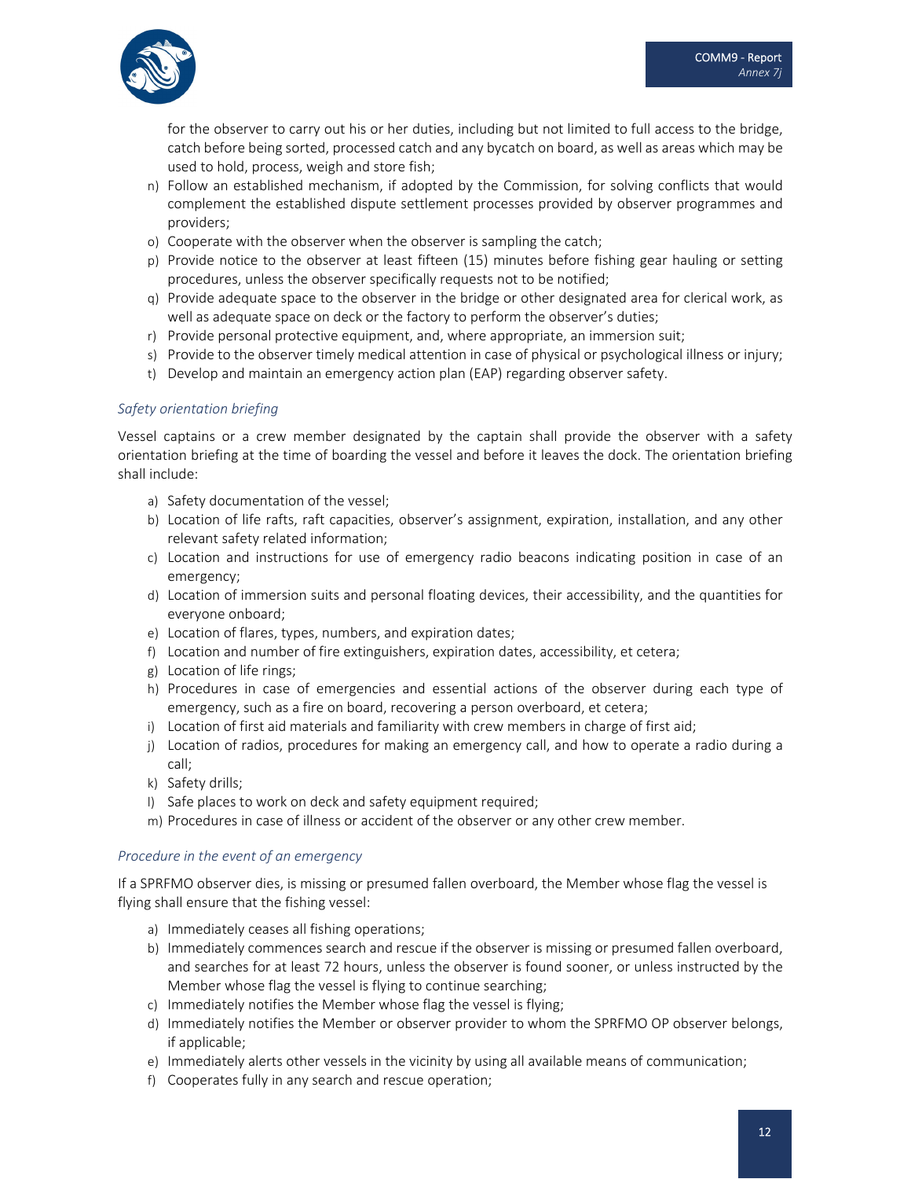for the observer to carry out his or her duties, including but not limited to full access to the bridge, catch before being sorted, processed catch and any bycatch on board, as well as areas which may be used to hold, process, weigh and store fish;

n) Follow an established mechanism, if adopted by the Commission, for solving conflicts that would complement the established dispute settlement processes provided by observer programmes and providers;
o) Cooperate with the observer when the observer is sampling the catch;
p) Provide notice to the observer at least fifteen (15) minutes before fishing gear hauling or setting procedures, unless the observer specifically requests not to be notified;
q) Provide adequate space to the observer in the bridge or other designated area for clerical work, as well as adequate space on deck or the factory to perform the observer's duties;
r) Provide personal protective equipment, and, where appropriate, an immersion suit;
s) Provide to the observer timely medical attention in case of physical or psychological illness or injury;
t) Develop and maintain an emergency action plan (EAP) regarding observer safety.

*Safety orientation briefing*

Vessel captains or a crew member designated by the captain shall provide the observer with a safety orientation briefing at the time of boarding the vessel and before it leaves the dock. The orientation briefing shall include:

a) Safety documentation of the vessel;
b) Location of life rafts, raft capacities, observer's assignment, expiration, installation, and any other relevant safety related information;
c) Location and instructions for use of emergency radio beacons indicating position in case of an emergency;
d) Location of immersion suits and personal floating devices, their accessibility, and the quantities for everyone onboard;
e) Location of flares, types, numbers, and expiration dates;
f) Location and number of fire extinguishers, expiration dates, accessibility, et cetera;
g) Location of life rings;
h) Procedures in case of emergencies and essential actions of the observer during each type of emergency, such as a fire on board, recovering a person overboard, et cetera;
i) Location of first aid materials and familiarity with crew members in charge of first aid;
j) Location of radios, procedures for making an emergency call, and how to operate a radio during a call;
k) Safety drills;
l) Safe places to work on deck and safety equipment required;
m) Procedures in case of illness or accident of the observer or any other crew member.

*Procedure in the event of an emergency*

If a SPRFMO observer dies, is missing or presumed fallen overboard, the Member whose flag the vessel is flying shall ensure that the fishing vessel:

a) Immediately ceases all fishing operations;
b) Immediately commences search and rescue if the observer is missing or presumed fallen overboard, and searches for at least 72 hours, unless the observer is found sooner, or unless instructed by the Member whose flag the vessel is flying to continue searching;
c) Immediately notifies the Member whose flag the vessel is flying;
d) Immediately notifies the Member or observer provider to whom the SPRFMO OP observer belongs, if applicable;
e) Immediately alerts other vessels in the vicinity by using all available means of communication;
f) Cooperates fully in any search and rescue operation;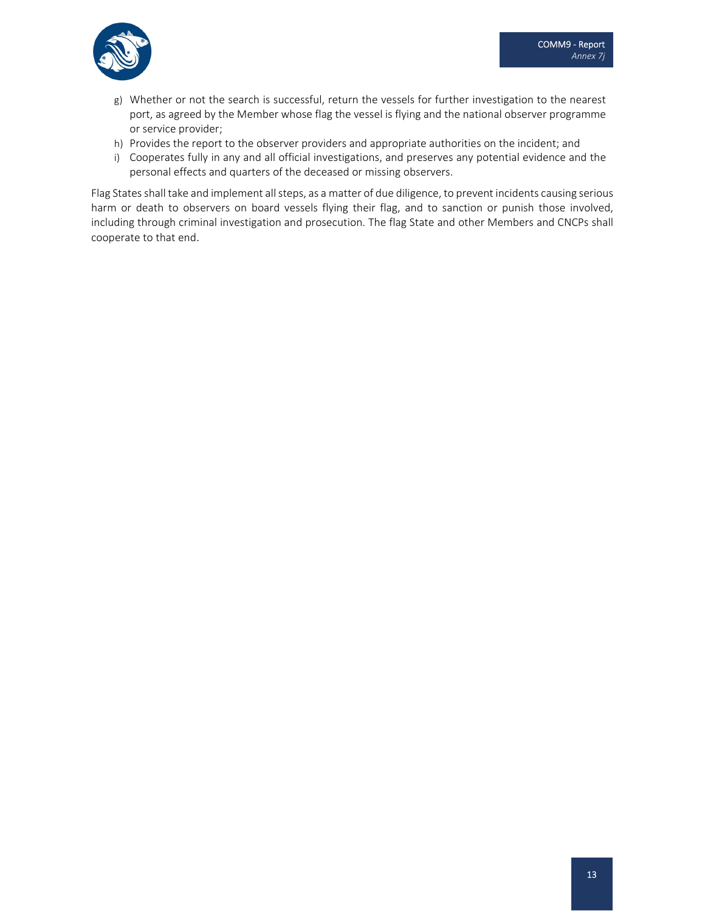g) Whether or not the search is successful, return the vessels for further investigation to the nearest port, as agreed by the Member whose flag the vessel is flying and the national observer programme or service provider;
h) Provides the report to the observer providers and appropriate authorities on the incident; and
i) Cooperates fully in any and all official investigations, and preserves any potential evidence and the personal effects and quarters of the deceased or missing observers.

Flag States shall take and implement all steps, as a matter of due diligence, to prevent incidents causing serious harm or death to observers on board vessels flying their flag, and to sanction or punish those involved, including through criminal investigation and prosecution. The flag State and other Members and CNCPs shall cooperate to that end.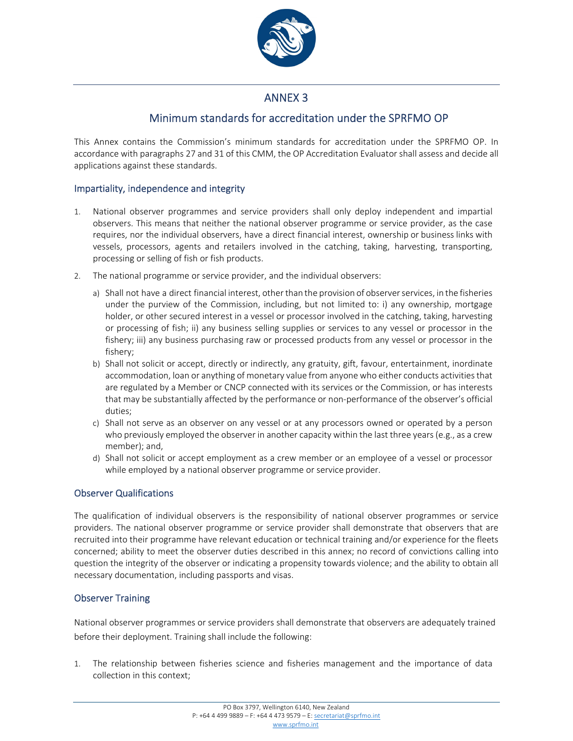# ANNEX 3

## Minimum standards for accreditation under the SPRFMO OP

This Annex contains the Commission's minimum standards for accreditation under the SPRFMO OP. In accordance with paragraphs 27 and 31 of this CMM, the OP Accreditation Evaluator shall assess and decide all applications against these standards.

### Impartiality, independence and integrity

1. National observer programmes and service providers shall only deploy independent and impartial observers. This means that neither the national observer programme or service provider, as the case requires, nor the individual observers, have a direct financial interest, ownership or business links with vessels, processors, agents and retailers involved in the catching, taking, harvesting, transporting, processing or selling of fish or fish products.
2. The national programme or service provider, and the individual observers:
   a) Shall not have a direct financial interest, other than the provision of observer services, in the fisheries under the purview of the Commission, including, but not limited to: i) any ownership, mortgage holder, or other secured interest in a vessel or processor involved in the catching, taking, harvesting or processing of fish; ii) any business selling supplies or services to any vessel or processor in the fishery; iii) any business purchasing raw or processed products from any vessel or processor in the fishery;
   b) Shall not solicit or accept, directly or indirectly, any gratuity, gift, favour, entertainment, inordinate accommodation, loan or anything of monetary value from anyone who either conducts activities that are regulated by a Member or CNCP connected with its services or the Commission, or has interests that may be substantially affected by the performance or non-performance of the observer's official duties;
   c) Shall not serve as an observer on any vessel or at any processors owned or operated by a person who previously employed the observer in another capacity within the last three years (e.g., as a crew member); and,
   d) Shall not solicit or accept employment as a crew member or an employee of a vessel or processor while employed by a national observer programme or service provider.

### Observer Qualifications

The qualification of individual observers is the responsibility of national observer programmes or service providers. The national observer programme or service provider shall demonstrate that observers that are recruited into their programme have relevant education or technical training and/or experience for the fleets concerned; ability to meet the observer duties described in this annex; no record of convictions calling into question the integrity of the observer or indicating a propensity towards violence; and the ability to obtain all necessary documentation, including passports and visas.

### Observer Training

National observer programmes or service providers shall demonstrate that observers are adequately trained before their deployment. Training shall include the following:

1. The relationship between fisheries science and fisheries management and the importance of data collection in this context;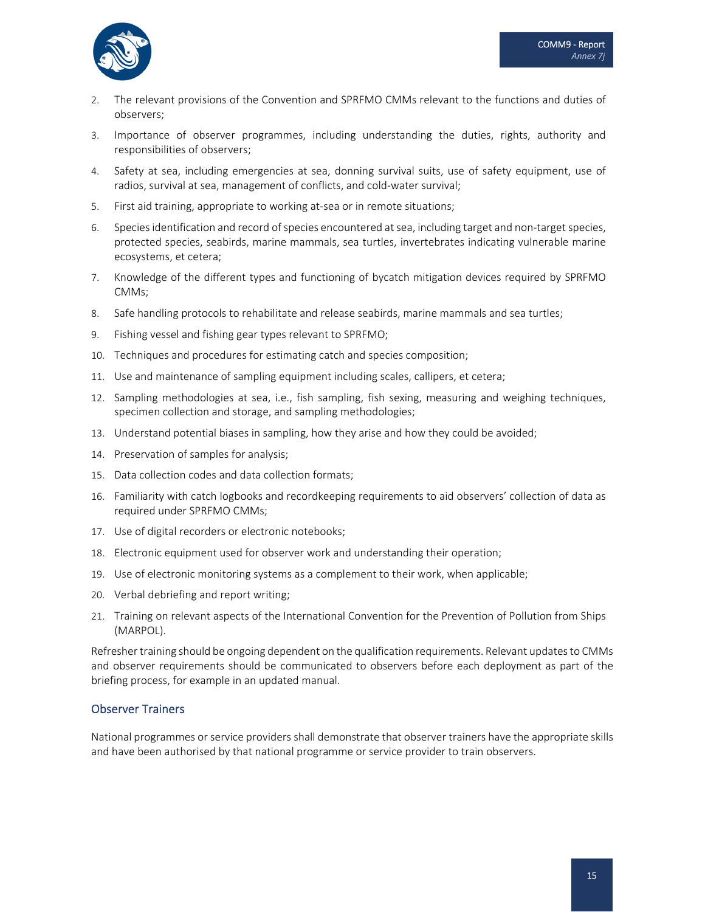2. The relevant provisions of the Convention and SPRFMO CMMs relevant to the functions and duties of observers;
3. Importance of observer programmes, including understanding the duties, rights, authority and responsibilities of observers;
4. Safety at sea, including emergencies at sea, donning survival suits, use of safety equipment, use of radios, survival at sea, management of conflicts, and cold-water survival;
5. First aid training, appropriate to working at-sea or in remote situations;
6. Species identification and record of species encountered at sea, including target and non-target species, protected species, seabirds, marine mammals, sea turtles, invertebrates indicating vulnerable marine ecosystems, et cetera;
7. Knowledge of the different types and functioning of bycatch mitigation devices required by SPRFMO CMMs;
8. Safe handling protocols to rehabilitate and release seabirds, marine mammals and sea turtles;
9. Fishing vessel and fishing gear types relevant to SPRFMO;
10. Techniques and procedures for estimating catch and species composition;
11. Use and maintenance of sampling equipment including scales, callipers, et cetera;
12. Sampling methodologies at sea, i.e., fish sampling, fish sexing, measuring and weighing techniques, specimen collection and storage, and sampling methodologies;
13. Understand potential biases in sampling, how they arise and how they could be avoided;
14. Preservation of samples for analysis;
15. Data collection codes and data collection formats;
16. Familiarity with catch logbooks and recordkeeping requirements to aid observers' collection of data as required under SPRFMO CMMs;
17. Use of digital recorders or electronic notebooks;
18. Electronic equipment used for observer work and understanding their operation;
19. Use of electronic monitoring systems as a complement to their work, when applicable;
20. Verbal debriefing and report writing;
21. Training on relevant aspects of the International Convention for the Prevention of Pollution from Ships (MARPOL).

Refresher training should be ongoing dependent on the qualification requirements. Relevant updates to CMMs and observer requirements should be communicated to observers before each deployment as part of the briefing process, for example in an updated manual.

## Observer Trainers

National programmes or service providers shall demonstrate that observer trainers have the appropriate skills and have been authorised by that national programme or service provider to train observers.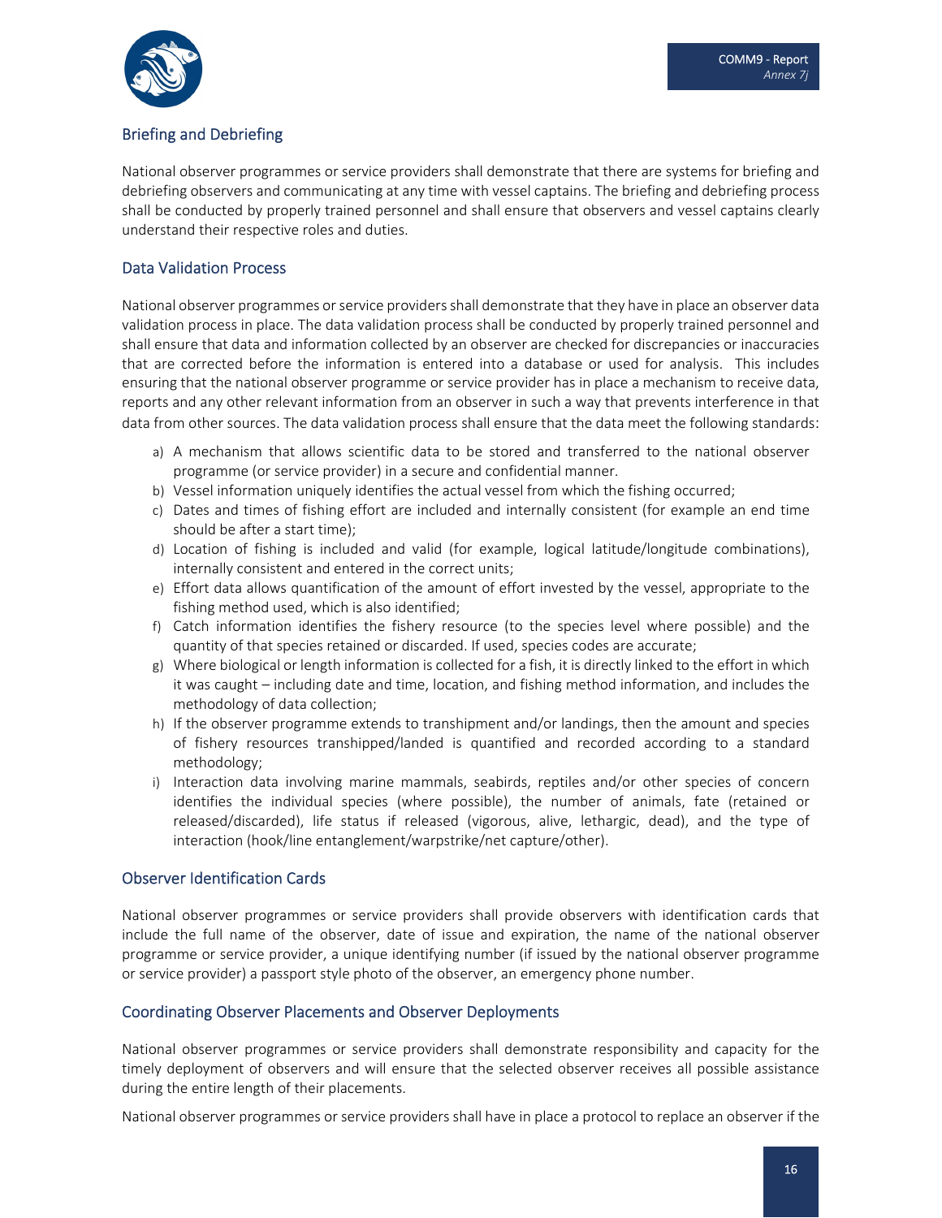## Briefing and Debriefing

National observer programmes or service providers shall demonstrate that there are systems for briefing and debriefing observers and communicating at any time with vessel captains. The briefing and debriefing process shall be conducted by properly trained personnel and shall ensure that observers and vessel captains clearly understand their respective roles and duties.

## Data Validation Process

National observer programmes or service providers shall demonstrate that they have in place an observer data validation process in place. The data validation process shall be conducted by properly trained personnel and shall ensure that data and information collected by an observer are checked for discrepancies or inaccuracies that are corrected before the information is entered into a database or used for analysis. This includes ensuring that the national observer programme or service provider has in place a mechanism to receive data, reports and any other relevant information from an observer in such a way that prevents interference in that data from other sources. The data validation process shall ensure that the data meet the following standards:

a) A mechanism that allows scientific data to be stored and transferred to the national observer programme (or service provider) in a secure and confidential manner.
b) Vessel information uniquely identifies the actual vessel from which the fishing occurred;
c) Dates and times of fishing effort are included and internally consistent (for example an end time should be after a start time);
d) Location of fishing is included and valid (for example, logical latitude/longitude combinations), internally consistent and entered in the correct units;
e) Effort data allows quantification of the amount of effort invested by the vessel, appropriate to the fishing method used, which is also identified;
f) Catch information identifies the fishery resource (to the species level where possible) and the quantity of that species retained or discarded. If used, species codes are accurate;
g) Where biological or length information is collected for a fish, it is directly linked to the effort in which it was caught – including date and time, location, and fishing method information, and includes the methodology of data collection;
h) If the observer programme extends to transhipment and/or landings, then the amount and species of fishery resources transhipped/landed is quantified and recorded according to a standard methodology;
i) Interaction data involving marine mammals, seabirds, reptiles and/or other species of concern identifies the individual species (where possible), the number of animals, fate (retained or released/discarded), life status if released (vigorous, alive, lethargic, dead), and the type of interaction (hook/line entanglement/warpstrike/net capture/other).

## Observer Identification Cards

National observer programmes or service providers shall provide observers with identification cards that include the full name of the observer, date of issue and expiration, the name of the national observer programme or service provider, a unique identifying number (if issued by the national observer programme or service provider) a passport style photo of the observer, an emergency phone number.

## Coordinating Observer Placements and Observer Deployments

National observer programmes or service providers shall demonstrate responsibility and capacity for the timely deployment of observers and will ensure that the selected observer receives all possible assistance during the entire length of their placements.

National observer programmes or service providers shall have in place a protocol to replace an observer if the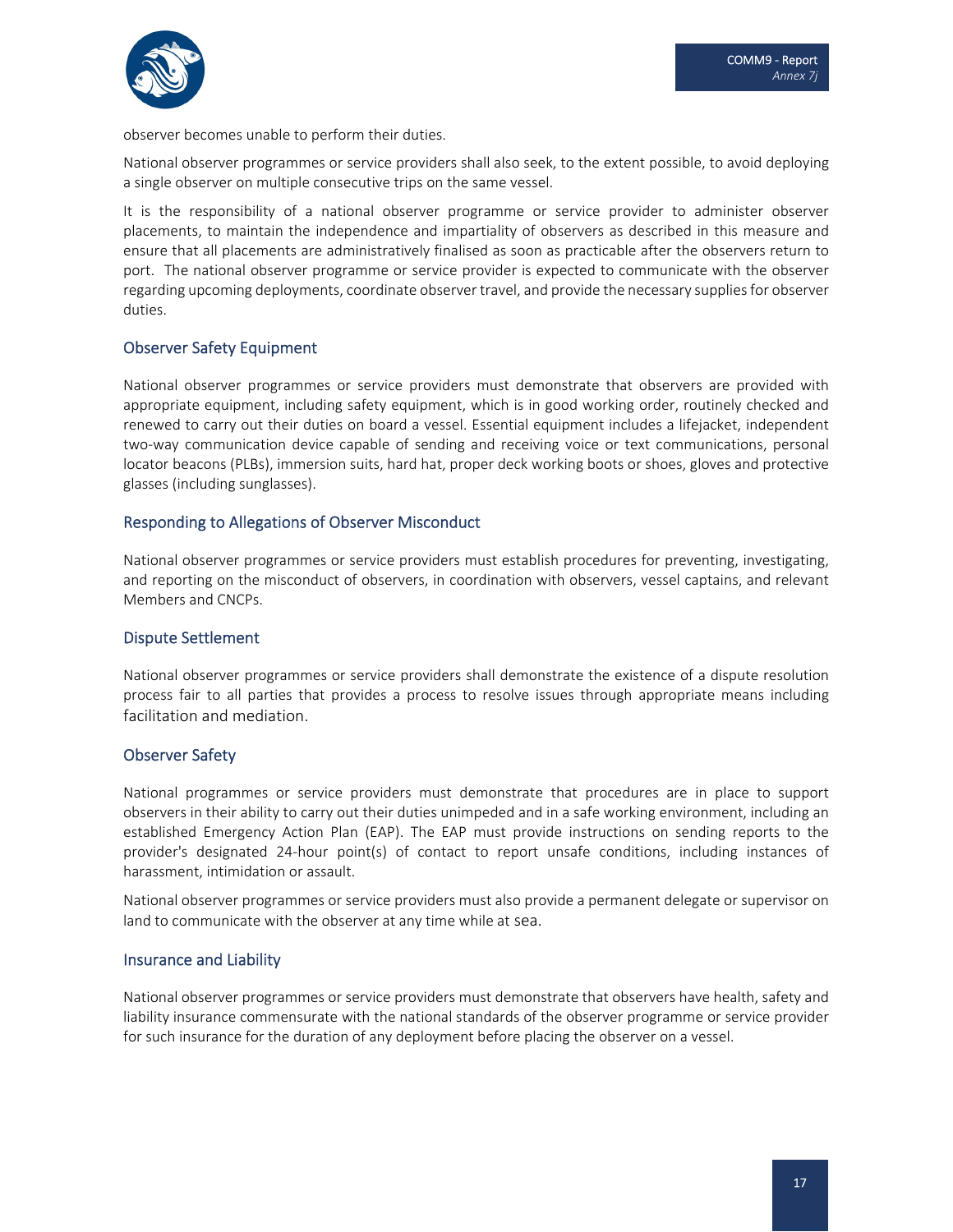observer becomes unable to perform their duties.

National observer programmes or service providers shall also seek, to the extent possible, to avoid deploying a single observer on multiple consecutive trips on the same vessel.

It is the responsibility of a national observer programme or service provider to administer observer placements, to maintain the independence and impartiality of observers as described in this measure and ensure that all placements are administratively finalised as soon as practicable after the observers return to port. The national observer programme or service provider is expected to communicate with the observer regarding upcoming deployments, coordinate observer travel, and provide the necessary supplies for observer duties.

### Observer Safety Equipment

National observer programmes or service providers must demonstrate that observers are provided with appropriate equipment, including safety equipment, which is in good working order, routinely checked and renewed to carry out their duties on board a vessel. Essential equipment includes a lifejacket, independent two-way communication device capable of sending and receiving voice or text communications, personal locator beacons (PLBs), immersion suits, hard hat, proper deck working boots or shoes, gloves and protective glasses (including sunglasses).

### Responding to Allegations of Observer Misconduct

National observer programmes or service providers must establish procedures for preventing, investigating, and reporting on the misconduct of observers, in coordination with observers, vessel captains, and relevant Members and CNCPs.

### Dispute Settlement

National observer programmes or service providers shall demonstrate the existence of a dispute resolution process fair to all parties that provides a process to resolve issues through appropriate means including facilitation and mediation.

### Observer Safety

National programmes or service providers must demonstrate that procedures are in place to support observers in their ability to carry out their duties unimpeded and in a safe working environment, including an established Emergency Action Plan (EAP). The EAP must provide instructions on sending reports to the provider's designated 24-hour point(s) of contact to report unsafe conditions, including instances of harassment, intimidation or assault.

National observer programmes or service providers must also provide a permanent delegate or supervisor on land to communicate with the observer at any time while at sea.

### Insurance and Liability

National observer programmes or service providers must demonstrate that observers have health, safety and liability insurance commensurate with the national standards of the observer programme or service provider for such insurance for the duration of any deployment before placing the observer on a vessel.